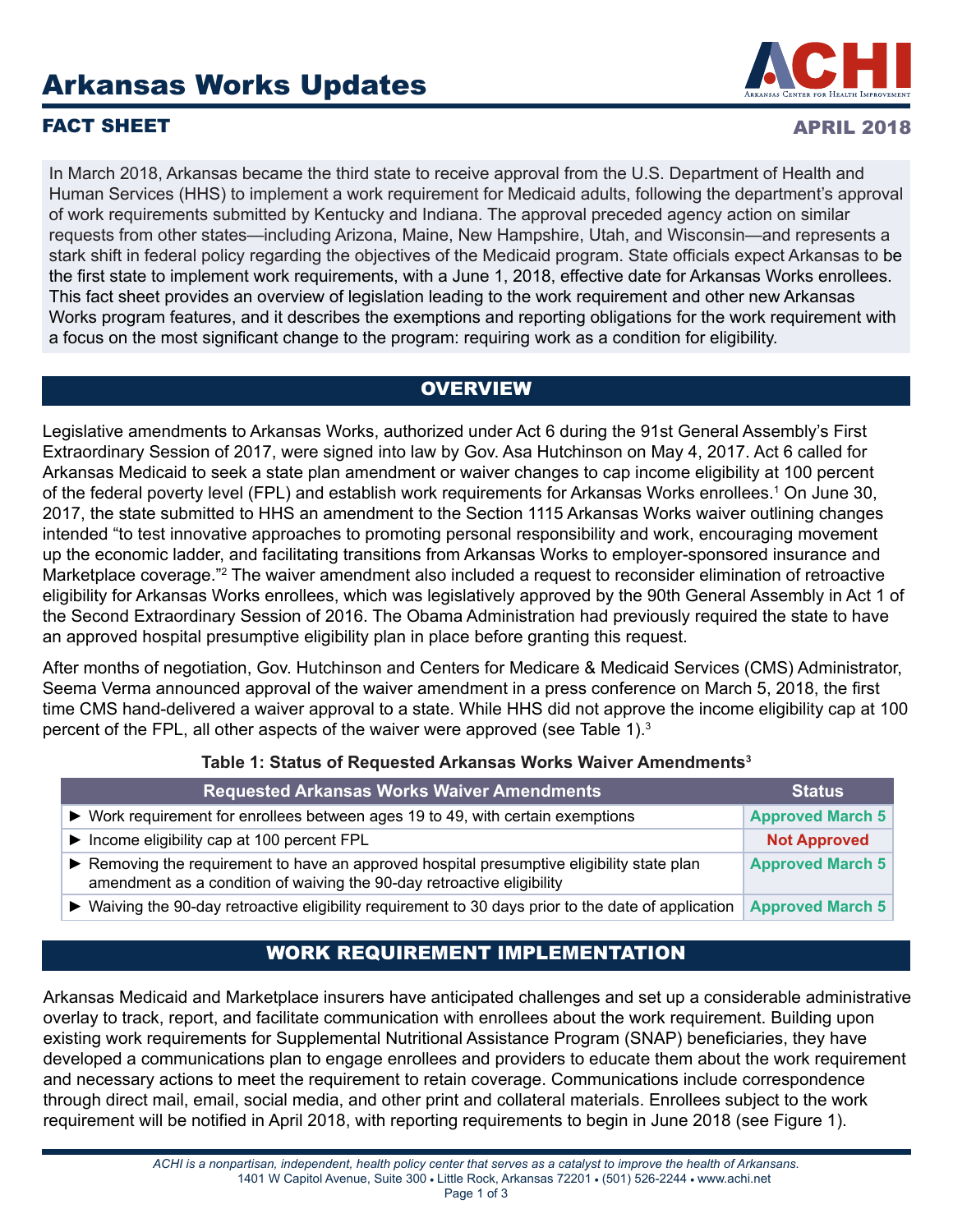# Arkansas Works Updates

## FACT SHEET

APRIL 2018

In March 2018, Arkansas became the third state to receive approval from the U.S. Department of Health and Human Services (HHS) to implement a work requirement for Medicaid adults, following the department's approval of work requirements submitted by Kentucky and Indiana. The approval preceded agency action on similar requests from other states—including Arizona, Maine, New Hampshire, Utah, and Wisconsin—and represents a stark shift in federal policy regarding the objectives of the Medicaid program. State officials expect Arkansas to be the first state to implement work requirements, with a June 1, 2018, effective date for Arkansas Works enrollees. This fact sheet provides an overview of legislation leading to the work requirement and other new Arkansas Works program features, and it describes the exemptions and reporting obligations for the work requirement with a focus on the most significant change to the program: requiring work as a condition for eligibility.

## OVERVIEW

Legislative amendments to Arkansas Works, authorized under Act 6 during the 91st General Assembly's First Extraordinary Session of 2017, were signed into law by Gov. Asa Hutchinson on May 4, 2017. Act 6 called for Arkansas Medicaid to seek a state plan amendment or waiver changes to cap income eligibility at 100 percent of the federal poverty level (FPL) and establish work requirements for Arkansas Works enrollees.[1] On June 30, 2017, the state submitted to HHS an amendment to the Section 1115 Arkansas Works waiver outlining changes intended "to test innovative approaches to promoting personal responsibility and work, encouraging movement up the economic ladder, and facilitating transitions from Arkansas Works to employer-sponsored insurance and Marketplace coverage."[2] The waiver amendment also included a request to reconsider elimination of retroactive eligibility for Arkansas Works enrollees, which was legislatively approved by the 90th General Assembly in Act 1 of the Second Extraordinary Session of 2016. The Obama Administration had previously required the state to have an approved hospital presumptive eligibility plan in place before granting this request.

After months of negotiation, Gov. Hutchinson and Centers for Medicare & Medicaid Services (CMS) Administrator, Seema Verma announced approval of the waiver amendment in a press conference on March 5, 2018, the first time CMS hand-delivered a waiver approval to a state. While HHS did not approve the income eligibility cap at 100 percent of the FPL, all other aspects of the waiver were approved (see Table 1).[3]

**Table 1: Status of Requested Arkansas Works Waiver Amendments[3]**

| Requested Arkansas Works Waiver Amendments | Status |
|---|---|
| ► Work requirement for enrollees between ages 19 to 49, with certain exemptions | Approved March 5 |
| ► Income eligibility cap at 100 percent FPL | Not Approved |
| ► Removing the requirement to have an approved hospital presumptive eligibility state plan amendment as a condition of waiving the 90-day retroactive eligibility | Approved March 5 |
| ► Waiving the 90-day retroactive eligibility requirement to 30 days prior to the date of application | Approved March 5 |

## WORK REQUIREMENT IMPLEMENTATION

Arkansas Medicaid and Marketplace insurers have anticipated challenges and set up a considerable administrative overlay to track, report, and facilitate communication with enrollees about the work requirement. Building upon existing work requirements for Supplemental Nutritional Assistance Program (SNAP) beneficiaries, they have developed a communications plan to engage enrollees and providers to educate them about the work requirement and necessary actions to meet the requirement to retain coverage. Communications include correspondence through direct mail, email, social media, and other print and collateral materials. Enrollees subject to the work requirement will be notified in April 2018, with reporting requirements to begin in June 2018 (see Figure 1).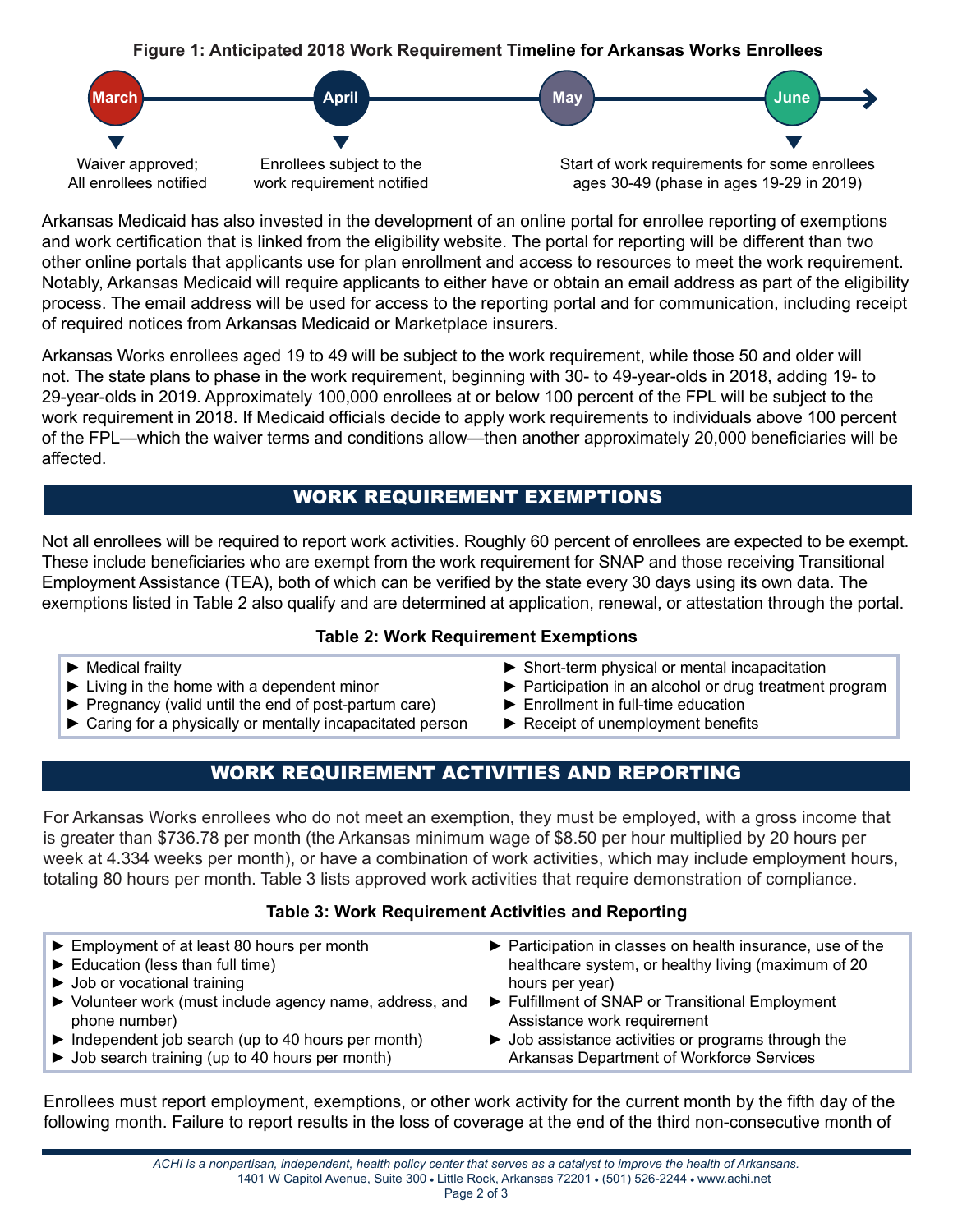**Figure 1: Anticipated 2018 Work Requirement Timeline for Arkansas Works Enrollees**

- **March** — Waiver approved; All enrollees notified
- **April** — Enrollees subject to the work requirement notified
- **May**
- **June** — Start of work requirements for some enrollees ages 30-49 (phase in ages 19-29 in 2019)

Arkansas Medicaid has also invested in the development of an online portal for enrollee reporting of exemptions and work certification that is linked from the eligibility website. The portal for reporting will be different than two other online portals that applicants use for plan enrollment and access to resources to meet the work requirement. Notably, Arkansas Medicaid will require applicants to either have or obtain an email address as part of the eligibility process. The email address will be used for access to the reporting portal and for communication, including receipt of required notices from Arkansas Medicaid or Marketplace insurers.

Arkansas Works enrollees aged 19 to 49 will be subject to the work requirement, while those 50 and older will not. The state plans to phase in the work requirement, beginning with 30- to 49-year-olds in 2018, adding 19- to 29-year-olds in 2019. Approximately 100,000 enrollees at or below 100 percent of the FPL will be subject to the work requirement in 2018. If Medicaid officials decide to apply work requirements to individuals above 100 percent of the FPL—which the waiver terms and conditions allow—then another approximately 20,000 beneficiaries will be affected.

## WORK REQUIREMENT EXEMPTIONS

Not all enrollees will be required to report work activities. Roughly 60 percent of enrollees are expected to be exempt. These include beneficiaries who are exempt from the work requirement for SNAP and those receiving Transitional Employment Assistance (TEA), both of which can be verified by the state every 30 days using its own data. The exemptions listed in Table 2 also qualify and are determined at application, renewal, or attestation through the portal.

**Table 2: Work Requirement Exemptions**

- Medical frailty
- Living in the home with a dependent minor
- Pregnancy (valid until the end of post-partum care)
- Caring for a physically or mentally incapacitated person
- Short-term physical or mental incapacitation
- Participation in an alcohol or drug treatment program
- Enrollment in full-time education
- Receipt of unemployment benefits

## WORK REQUIREMENT ACTIVITIES AND REPORTING

For Arkansas Works enrollees who do not meet an exemption, they must be employed, with a gross income that is greater than $736.78 per month (the Arkansas minimum wage of $8.50 per hour multiplied by 20 hours per week at 4.334 weeks per month), or have a combination of work activities, which may include employment hours, totaling 80 hours per month. Table 3 lists approved work activities that require demonstration of compliance.

**Table 3: Work Requirement Activities and Reporting**

- Employment of at least 80 hours per month
- Education (less than full time)
- Job or vocational training
- Volunteer work (must include agency name, address, and phone number)
- Independent job search (up to 40 hours per month)
- Job search training (up to 40 hours per month)
- Participation in classes on health insurance, use of the healthcare system, or healthy living (maximum of 20 hours per year)
- Fulfillment of SNAP or Transitional Employment Assistance work requirement
- Job assistance activities or programs through the Arkansas Department of Workforce Services

Enrollees must report employment, exemptions, or other work activity for the current month by the fifth day of the following month. Failure to report results in the loss of coverage at the end of the third non-consecutive month of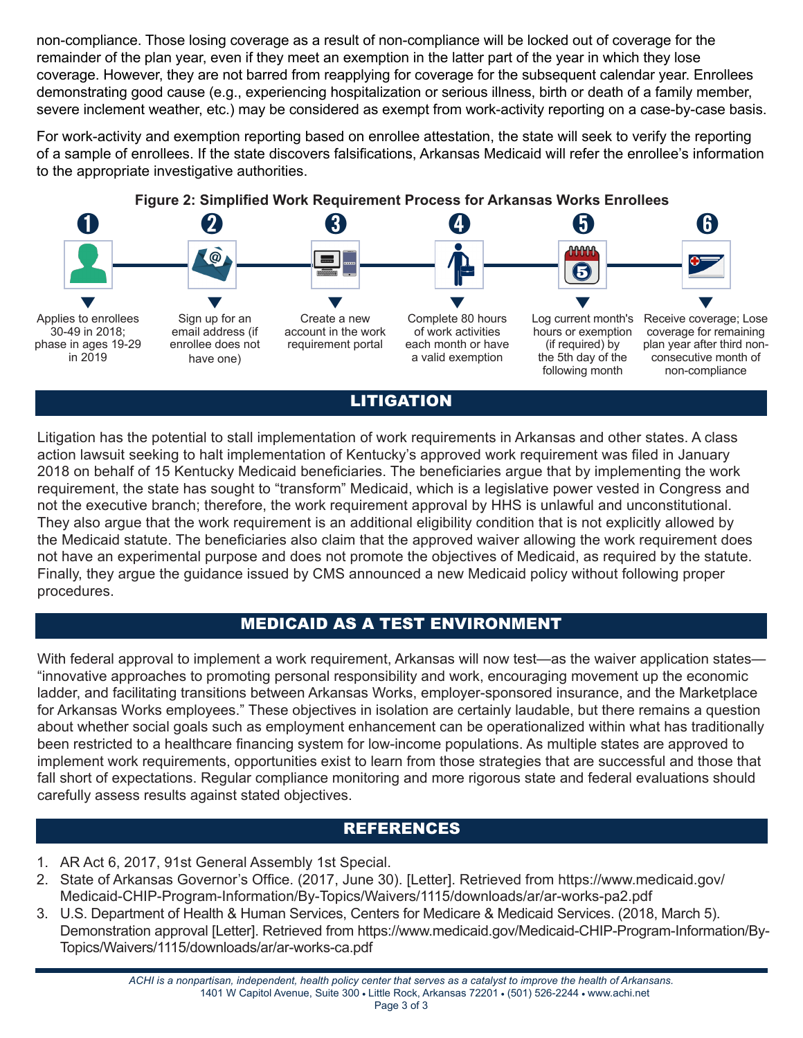non-compliance. Those losing coverage as a result of non-compliance will be locked out of coverage for the remainder of the plan year, even if they meet an exemption in the latter part of the year in which they lose coverage. However, they are not barred from reapplying for coverage for the subsequent calendar year. Enrollees demonstrating good cause (e.g., experiencing hospitalization or serious illness, birth or death of a family member, severe inclement weather, etc.) may be considered as exempt from work-activity reporting on a case-by-case basis.

For work-activity and exemption reporting based on enrollee attestation, the state will seek to verify the reporting of a sample of enrollees. If the state discovers falsifications, Arkansas Medicaid will refer the enrollee's information to the appropriate investigative authorities.

**Figure 2: Simplified Work Requirement Process for Arkansas Works Enrollees**

1. Applies to enrollees 30-49 in 2018; phase in ages 19-29 in 2019
2. Sign up for an email address (if enrollee does not have one)
3. Create a new account in the work requirement portal
4. Complete 80 hours of work activities each month or have a valid exemption
5. Log current month's hours or exemption (if required) by the 5th day of the following month
6. Receive coverage; Lose coverage for remaining plan year after third non-consecutive month of non-compliance

## LITIGATION

Litigation has the potential to stall implementation of work requirements in Arkansas and other states. A class action lawsuit seeking to halt implementation of Kentucky's approved work requirement was filed in January 2018 on behalf of 15 Kentucky Medicaid beneficiaries. The beneficiaries argue that by implementing the work requirement, the state has sought to "transform" Medicaid, which is a legislative power vested in Congress and not the executive branch; therefore, the work requirement approval by HHS is unlawful and unconstitutional. They also argue that the work requirement is an additional eligibility condition that is not explicitly allowed by the Medicaid statute. The beneficiaries also claim that the approved waiver allowing the work requirement does not have an experimental purpose and does not promote the objectives of Medicaid, as required by the statute. Finally, they argue the guidance issued by CMS announced a new Medicaid policy without following proper procedures.

## MEDICAID AS A TEST ENVIRONMENT

With federal approval to implement a work requirement, Arkansas will now test—as the waiver application states—"innovative approaches to promoting personal responsibility and work, encouraging movement up the economic ladder, and facilitating transitions between Arkansas Works, employer-sponsored insurance, and the Marketplace for Arkansas Works employees." These objectives in isolation are certainly laudable, but there remains a question about whether social goals such as employment enhancement can be operationalized within what has traditionally been restricted to a healthcare financing system for low-income populations. As multiple states are approved to implement work requirements, opportunities exist to learn from those strategies that are successful and those that fall short of expectations. Regular compliance monitoring and more rigorous state and federal evaluations should carefully assess results against stated objectives.

## REFERENCES

1. AR Act 6, 2017, 91st General Assembly 1st Special.
2. State of Arkansas Governor's Office. (2017, June 30). [Letter]. Retrieved from https://www.medicaid.gov/Medicaid-CHIP-Program-Information/By-Topics/Waivers/1115/downloads/ar/ar-works-pa2.pdf
3. U.S. Department of Health & Human Services, Centers for Medicare & Medicaid Services. (2018, March 5). Demonstration approval [Letter]. Retrieved from https://www.medicaid.gov/Medicaid-CHIP-Program-Information/By-Topics/Waivers/1115/downloads/ar/ar-works-ca.pdf

*ACHI is a nonpartisan, independent, health policy center that serves as a catalyst to improve the health of Arkansans.*
1401 W Capitol Avenue, Suite 300 • Little Rock, Arkansas 72201 • (501) 526-2244 • www.achi.net